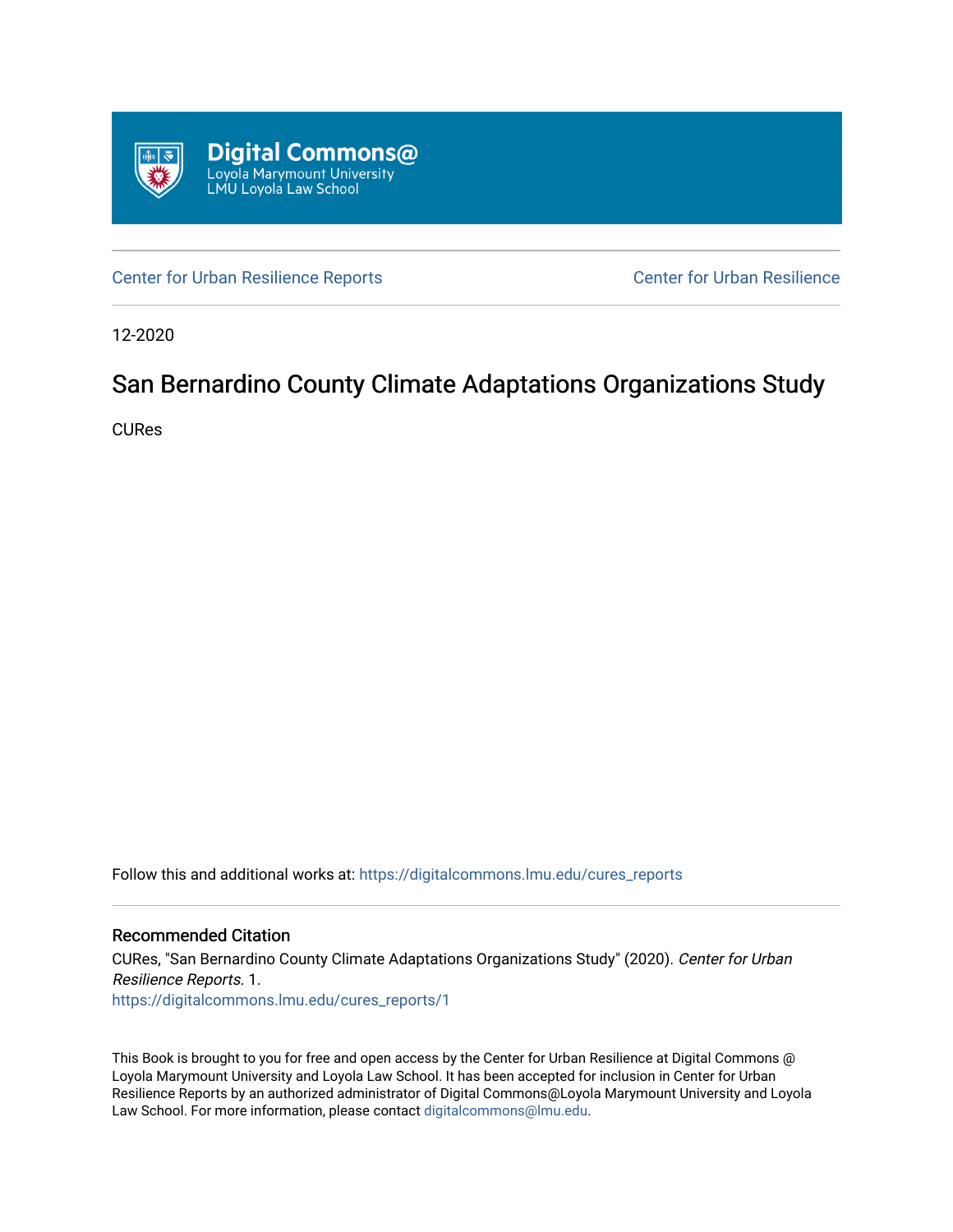Digital Commons@
Loyola Marymount University
LMU Loyola Law School

Center for Urban Resilience Reports | Center for Urban Resilience

12-2020

# San Bernardino County Climate Adaptations Organizations Study

CURes

Follow this and additional works at: https://digitalcommons.lmu.edu/cures_reports

## Recommended Citation

CURes, "San Bernardino County Climate Adaptations Organizations Study" (2020). *Center for Urban Resilience Reports*. 1.
https://digitalcommons.lmu.edu/cures_reports/1

This Book is brought to you for free and open access by the Center for Urban Resilience at Digital Commons @ Loyola Marymount University and Loyola Law School. It has been accepted for inclusion in Center for Urban Resilience Reports by an authorized administrator of Digital Commons@Loyola Marymount University and Loyola Law School. For more information, please contact digitalcommons@lmu.edu.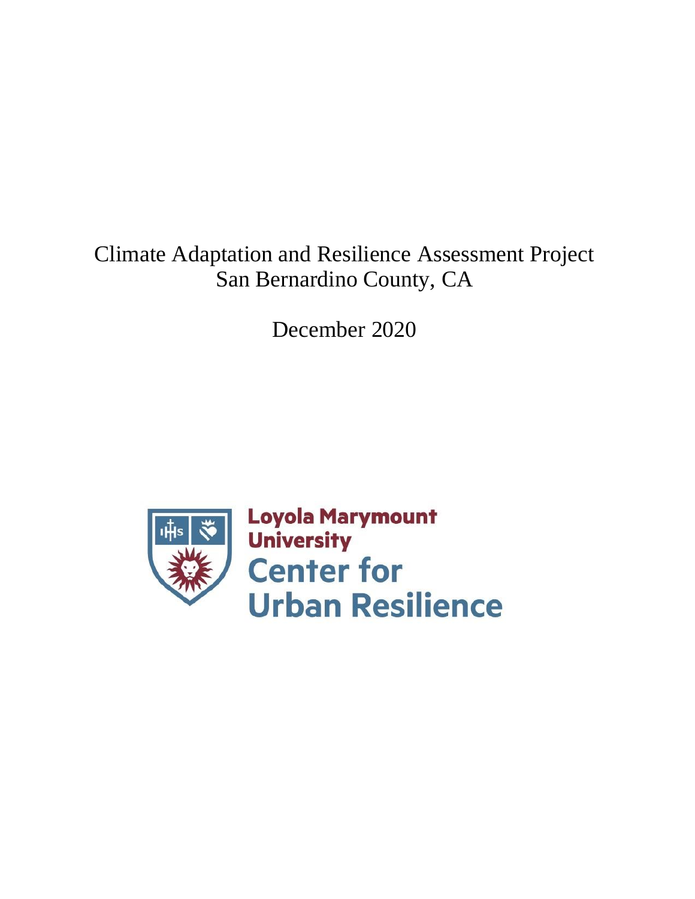# Climate Adaptation and Resilience Assessment Project
# San Bernardino County, CA

December 2020

Loyola Marymount University
Center for Urban Resilience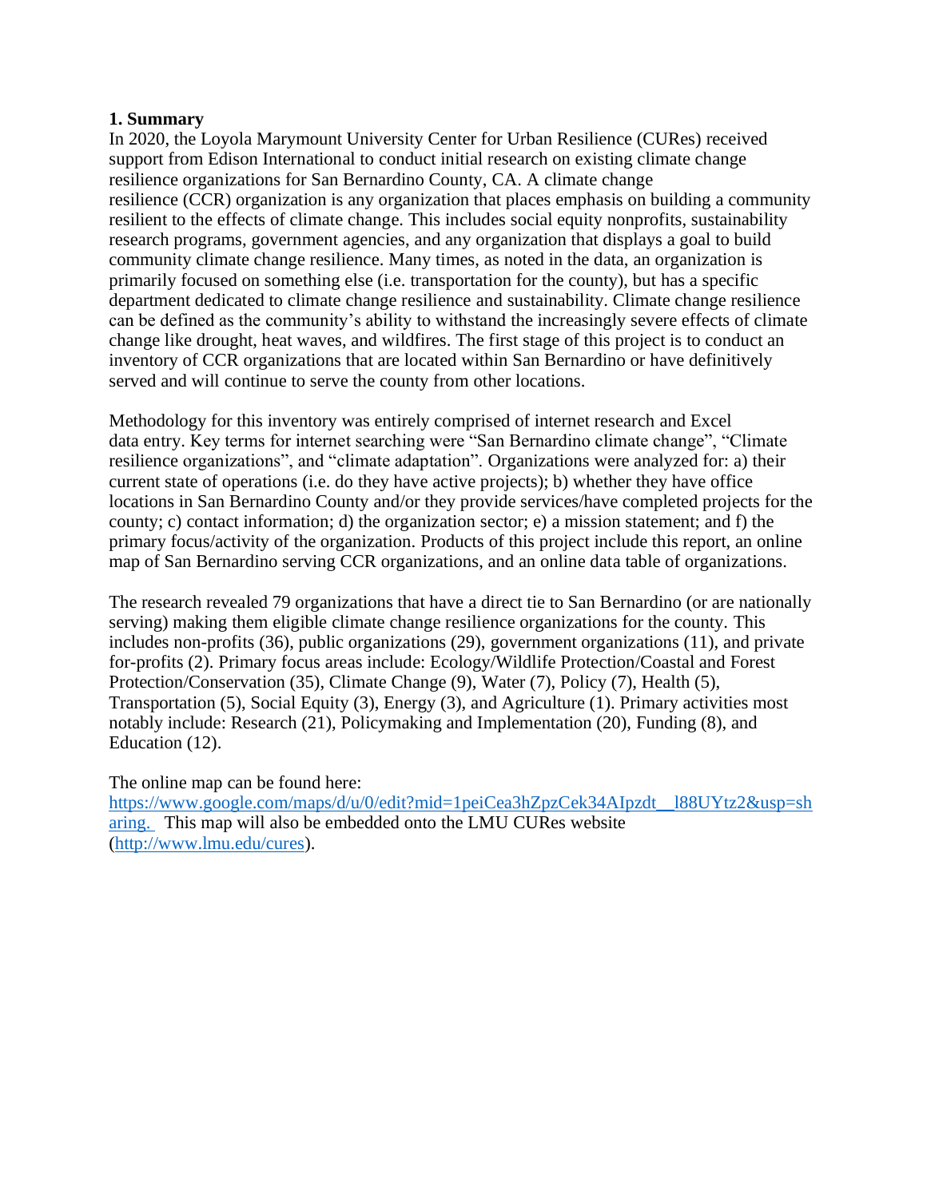**1. Summary**

In 2020, the Loyola Marymount University Center for Urban Resilience (CURes) received support from Edison International to conduct initial research on existing climate change resilience organizations for San Bernardino County, CA. A climate change resilience (CCR) organization is any organization that places emphasis on building a community resilient to the effects of climate change. This includes social equity nonprofits, sustainability research programs, government agencies, and any organization that displays a goal to build community climate change resilience. Many times, as noted in the data, an organization is primarily focused on something else (i.e. transportation for the county), but has a specific department dedicated to climate change resilience and sustainability. Climate change resilience can be defined as the community's ability to withstand the increasingly severe effects of climate change like drought, heat waves, and wildfires. The first stage of this project is to conduct an inventory of CCR organizations that are located within San Bernardino or have definitively served and will continue to serve the county from other locations.

Methodology for this inventory was entirely comprised of internet research and Excel data entry. Key terms for internet searching were "San Bernardino climate change", "Climate resilience organizations", and "climate adaptation". Organizations were analyzed for: a) their current state of operations (i.e. do they have active projects); b) whether they have office locations in San Bernardino County and/or they provide services/have completed projects for the county; c) contact information; d) the organization sector; e) a mission statement; and f) the primary focus/activity of the organization. Products of this project include this report, an online map of San Bernardino serving CCR organizations, and an online data table of organizations.

The research revealed 79 organizations that have a direct tie to San Bernardino (or are nationally serving) making them eligible climate change resilience organizations for the county. This includes non-profits (36), public organizations (29), government organizations (11), and private for-profits (2). Primary focus areas include: Ecology/Wildlife Protection/Coastal and Forest Protection/Conservation (35), Climate Change (9), Water (7), Policy (7), Health (5), Transportation (5), Social Equity (3), Energy (3), and Agriculture (1). Primary activities most notably include: Research (21), Policymaking and Implementation (20), Funding (8), and Education (12).

The online map can be found here: https://www.google.com/maps/d/u/0/edit?mid=1peiCea3hZpzCek34AIpzdt__l88UYtz2&usp=sharing. This map will also be embedded onto the LMU CURes website (http://www.lmu.edu/cures).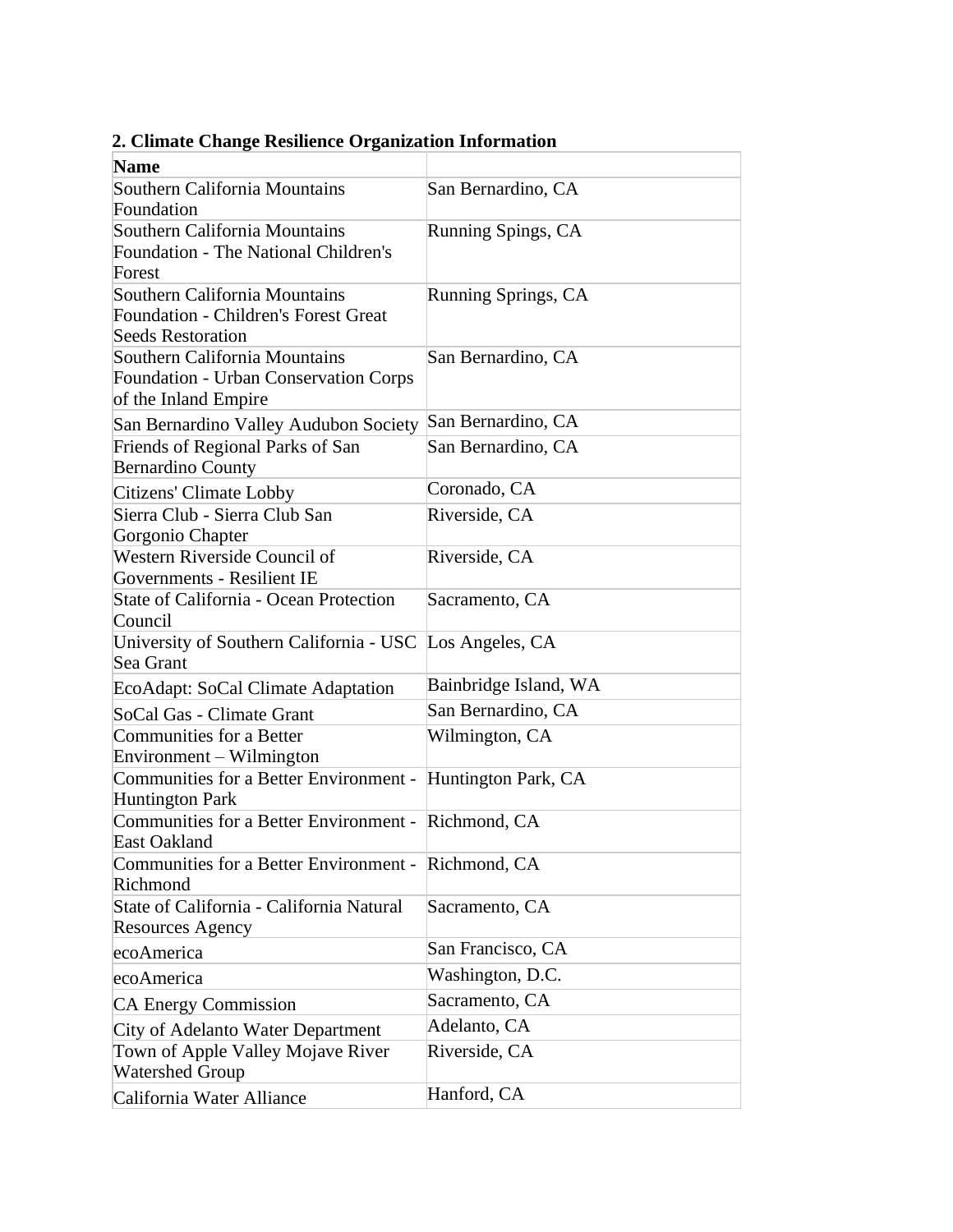**2. Climate Change Resilience Organization Information**

| Name | |
|---|---|
| Southern California Mountains Foundation | San Bernardino, CA |
| Southern California Mountains Foundation - The National Children's Forest | Running Spings, CA |
| Southern California Mountains Foundation - Children's Forest Great Seeds Restoration | Running Springs, CA |
| Southern California Mountains Foundation - Urban Conservation Corps of the Inland Empire | San Bernardino, CA |
| San Bernardino Valley Audubon Society | San Bernardino, CA |
| Friends of Regional Parks of San Bernardino County | San Bernardino, CA |
| Citizens' Climate Lobby | Coronado, CA |
| Sierra Club - Sierra Club San Gorgonio Chapter | Riverside, CA |
| Western Riverside Council of Governments - Resilient IE | Riverside, CA |
| State of California - Ocean Protection Council | Sacramento, CA |
| University of Southern California - USC Sea Grant | Los Angeles, CA |
| EcoAdapt: SoCal Climate Adaptation | Bainbridge Island, WA |
| SoCal Gas - Climate Grant | San Bernardino, CA |
| Communities for a Better Environment – Wilmington | Wilmington, CA |
| Communities for a Better Environment - Huntington Park | Huntington Park, CA |
| Communities for a Better Environment - East Oakland | Richmond, CA |
| Communities for a Better Environment - Richmond | Richmond, CA |
| State of California - California Natural Resources Agency | Sacramento, CA |
| ecoAmerica | San Francisco, CA |
| ecoAmerica | Washington, D.C. |
| CA Energy Commission | Sacramento, CA |
| City of Adelanto Water Department | Adelanto, CA |
| Town of Apple Valley Mojave River Watershed Group | Riverside, CA |
| California Water Alliance | Hanford, CA |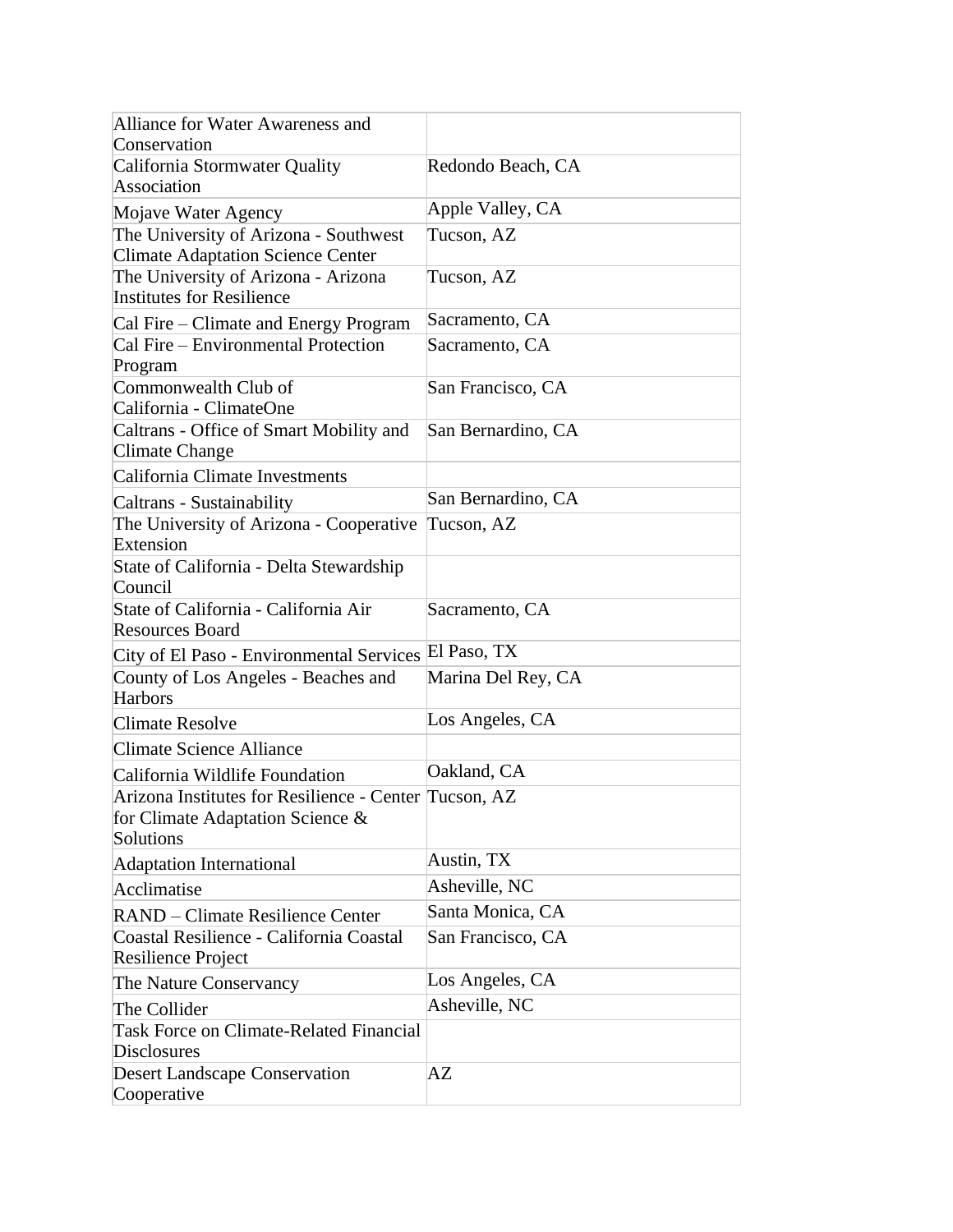| | |
|---|---|
| Alliance for Water Awareness and Conservation | |
| California Stormwater Quality Association | Redondo Beach, CA |
| Mojave Water Agency | Apple Valley, CA |
| The University of Arizona - Southwest Climate Adaptation Science Center | Tucson, AZ |
| The University of Arizona - Arizona Institutes for Resilience | Tucson, AZ |
| Cal Fire – Climate and Energy Program | Sacramento, CA |
| Cal Fire – Environmental Protection Program | Sacramento, CA |
| Commonwealth Club of California - ClimateOne | San Francisco, CA |
| Caltrans - Office of Smart Mobility and Climate Change | San Bernardino, CA |
| California Climate Investments | |
| Caltrans - Sustainability | San Bernardino, CA |
| The University of Arizona - Cooperative Extension | Tucson, AZ |
| State of California - Delta Stewardship Council | |
| State of California - California Air Resources Board | Sacramento, CA |
| City of El Paso - Environmental Services | El Paso, TX |
| County of Los Angeles - Beaches and Harbors | Marina Del Rey, CA |
| Climate Resolve | Los Angeles, CA |
| Climate Science Alliance | |
| California Wildlife Foundation | Oakland, CA |
| Arizona Institutes for Resilience - Center for Climate Adaptation Science & Solutions | Tucson, AZ |
| Adaptation International | Austin, TX |
| Acclimatise | Asheville, NC |
| RAND – Climate Resilience Center | Santa Monica, CA |
| Coastal Resilience - California Coastal Resilience Project | San Francisco, CA |
| The Nature Conservancy | Los Angeles, CA |
| The Collider | Asheville, NC |
| Task Force on Climate-Related Financial Disclosures | |
| Desert Landscape Conservation Cooperative | AZ |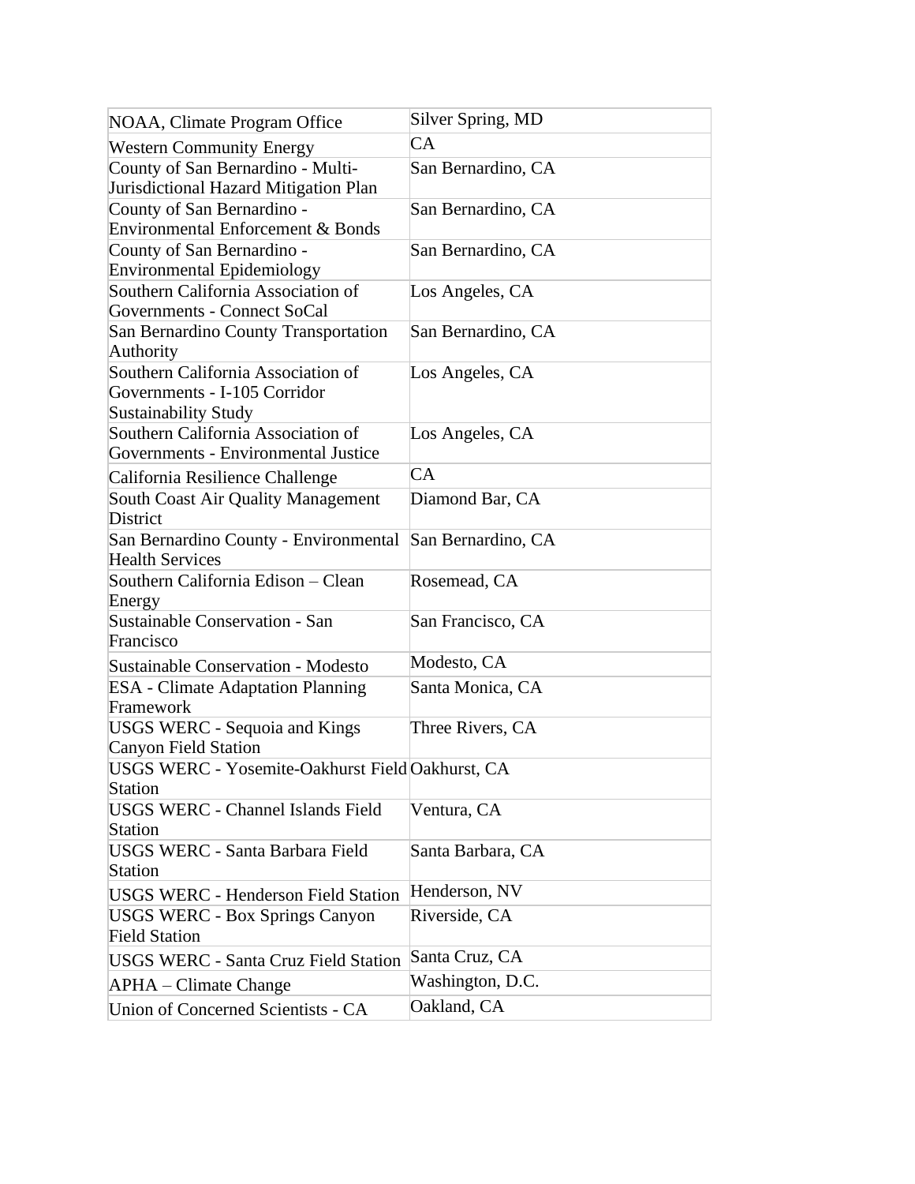| NOAA, Climate Program Office | Silver Spring, MD |
|---|---|
| Western Community Energy | CA |
| County of San Bernardino - Multi-Jurisdictional Hazard Mitigation Plan | San Bernardino, CA |
| County of San Bernardino - Environmental Enforcement & Bonds | San Bernardino, CA |
| County of San Bernardino - Environmental Epidemiology | San Bernardino, CA |
| Southern California Association of Governments - Connect SoCal | Los Angeles, CA |
| San Bernardino County Transportation Authority | San Bernardino, CA |
| Southern California Association of Governments - I-105 Corridor Sustainability Study | Los Angeles, CA |
| Southern California Association of Governments - Environmental Justice | Los Angeles, CA |
| California Resilience Challenge | CA |
| South Coast Air Quality Management District | Diamond Bar, CA |
| San Bernardino County - Environmental Health Services | San Bernardino, CA |
| Southern California Edison – Clean Energy | Rosemead, CA |
| Sustainable Conservation - San Francisco | San Francisco, CA |
| Sustainable Conservation - Modesto | Modesto, CA |
| ESA - Climate Adaptation Planning Framework | Santa Monica, CA |
| USGS WERC - Sequoia and Kings Canyon Field Station | Three Rivers, CA |
| USGS WERC - Yosemite-Oakhurst Field Station | Oakhurst, CA |
| USGS WERC - Channel Islands Field Station | Ventura, CA |
| USGS WERC - Santa Barbara Field Station | Santa Barbara, CA |
| USGS WERC - Henderson Field Station | Henderson, NV |
| USGS WERC - Box Springs Canyon Field Station | Riverside, CA |
| USGS WERC - Santa Cruz Field Station | Santa Cruz, CA |
| APHA – Climate Change | Washington, D.C. |
| Union of Concerned Scientists - CA | Oakland, CA |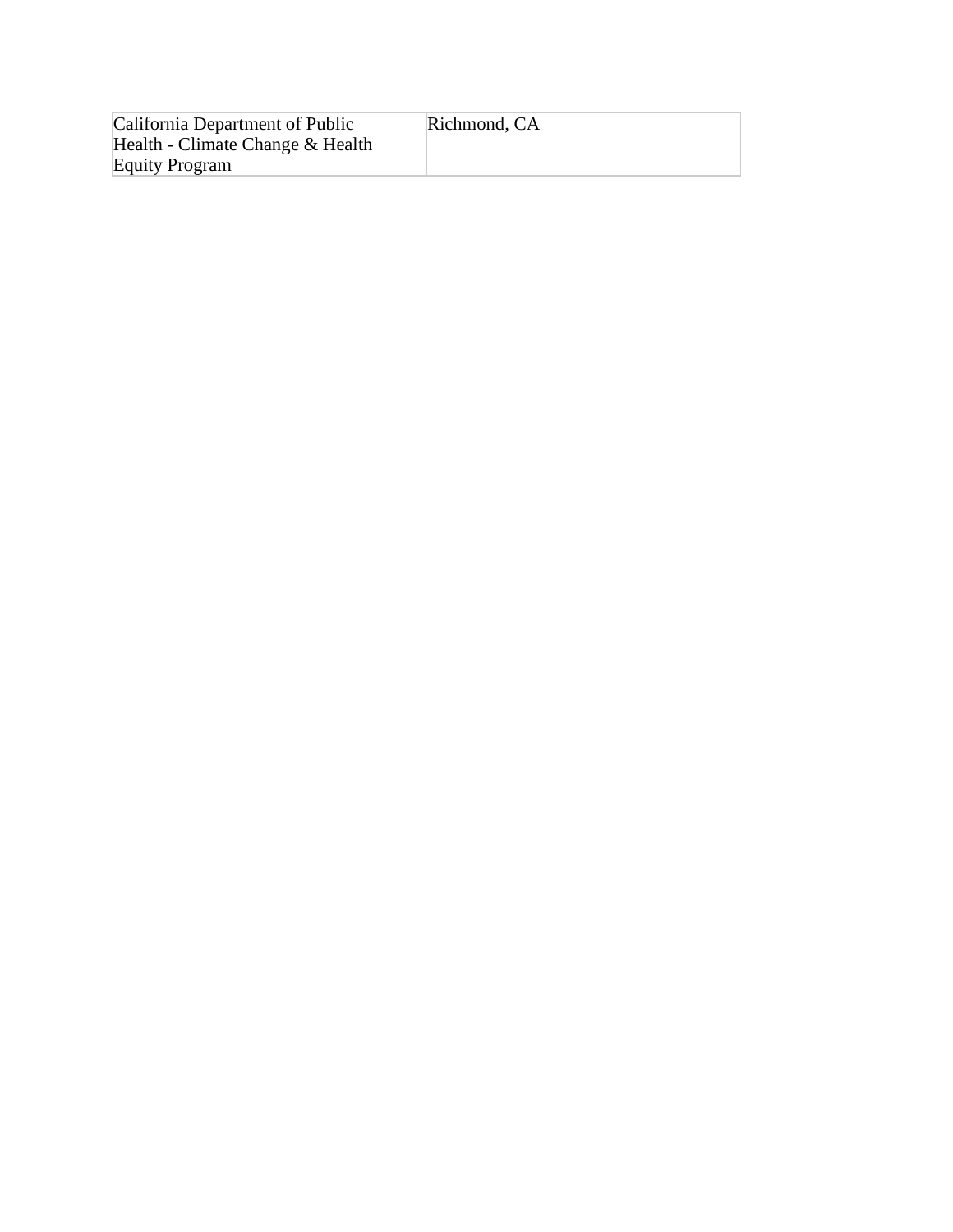| | |
|---|---|
| California Department of Public Health - Climate Change & Health Equity Program | Richmond, CA |